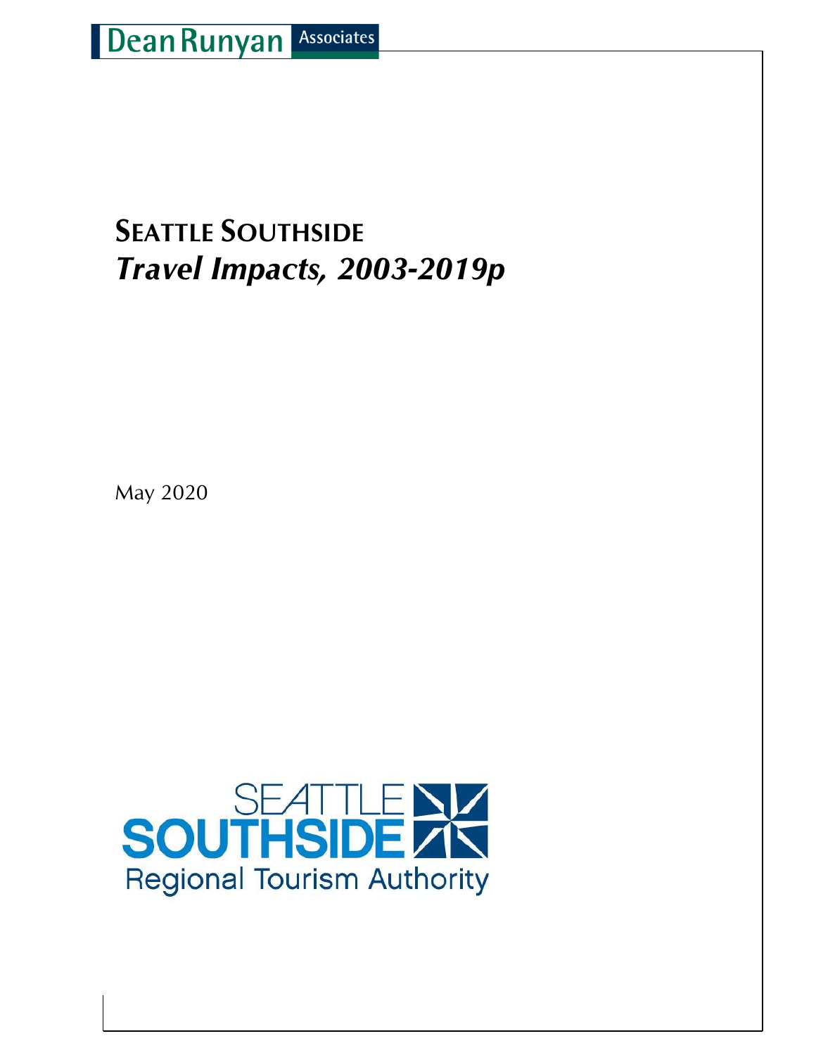Dean Runyan Associates

# SEATTLE SOUTHSIDE

## *Travel Impacts, 2003-2019p*

May 2020

SEATTLE SOUTHSIDE
Regional Tourism Authority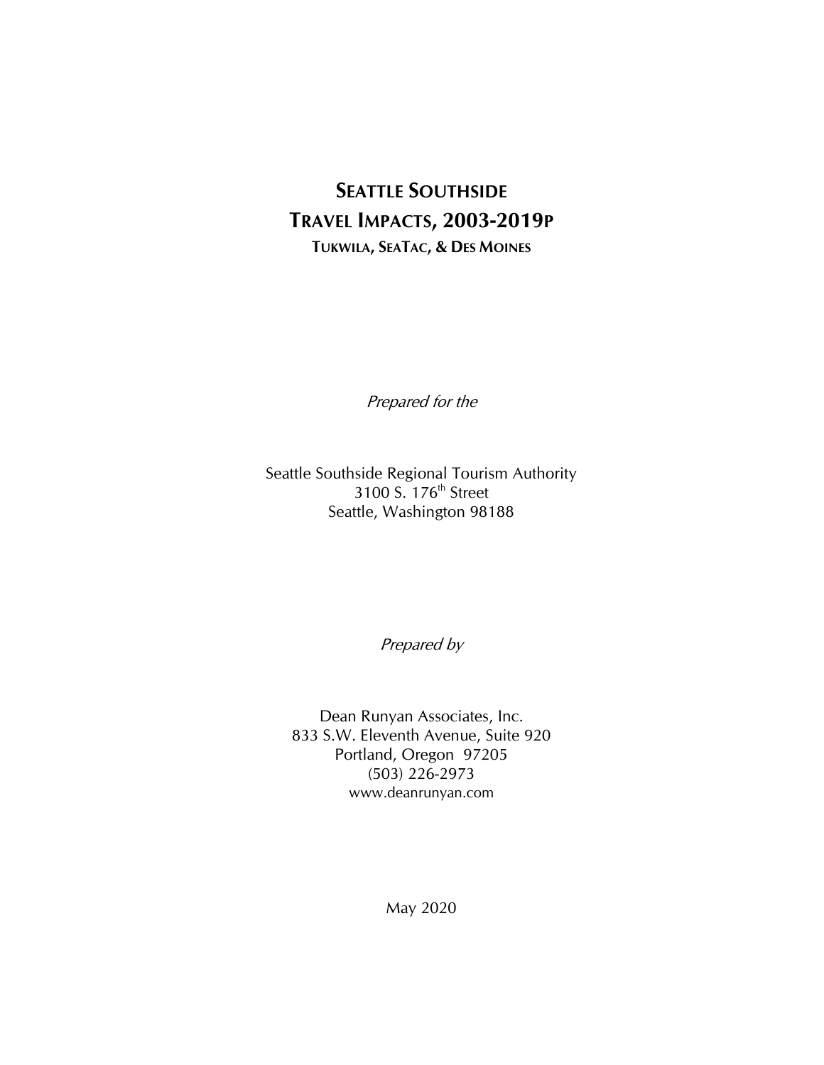# SEATTLE SOUTHSIDE
# TRAVEL IMPACTS, 2003-2019P

### TUKWILA, SEATAC, & DES MOINES

*Prepared for the*

Seattle Southside Regional Tourism Authority
3100 S. 176th Street
Seattle, Washington 98188

*Prepared by*

Dean Runyan Associates, Inc.
833 S.W. Eleventh Avenue, Suite 920
Portland, Oregon 97205
(503) 226-2973
www.deanrunyan.com

May 2020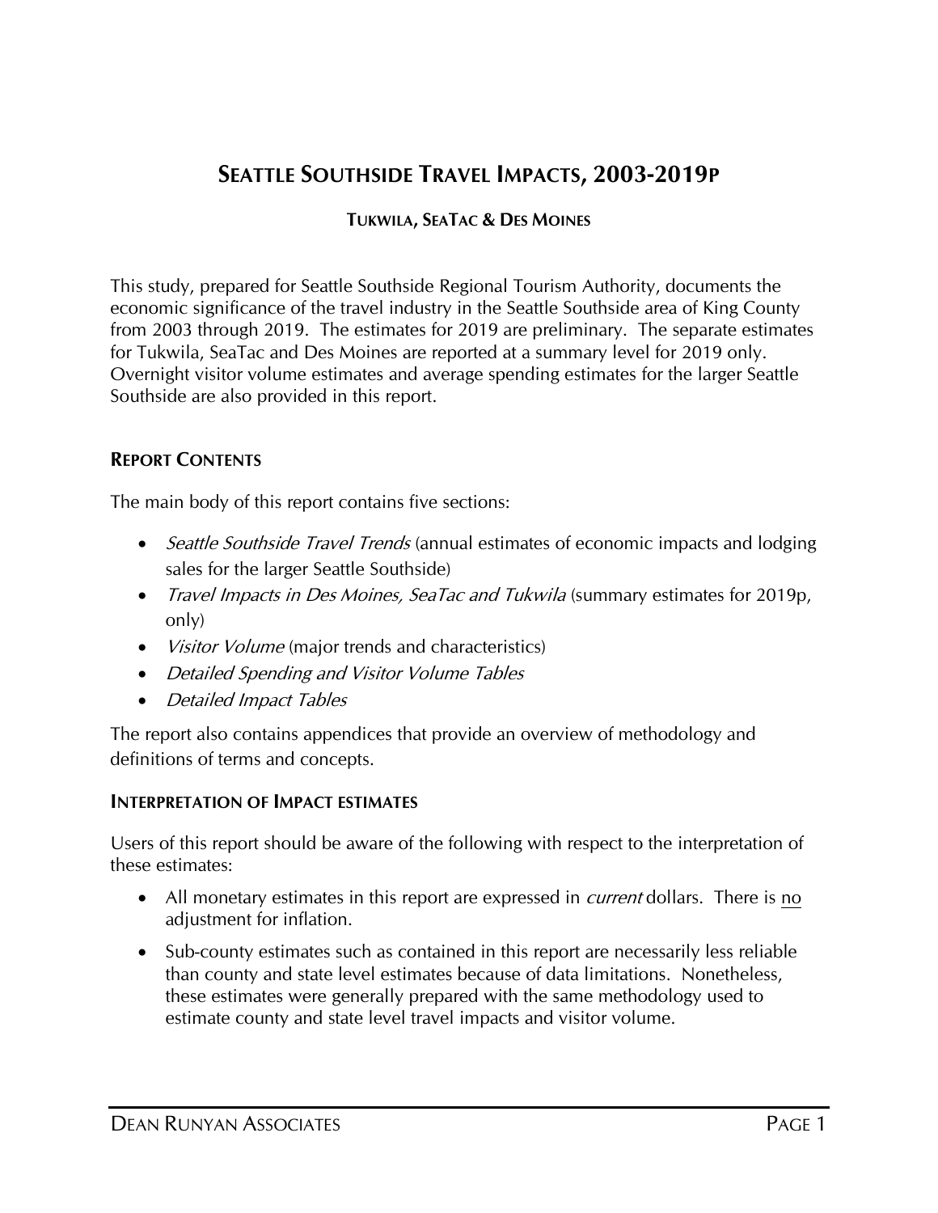# SEATTLE SOUTHSIDE TRAVEL IMPACTS, 2003-2019P

### TUKWILA, SEATAC & DES MOINES

This study, prepared for Seattle Southside Regional Tourism Authority, documents the economic significance of the travel industry in the Seattle Southside area of King County from 2003 through 2019. The estimates for 2019 are preliminary. The separate estimates for Tukwila, SeaTac and Des Moines are reported at a summary level for 2019 only. Overnight visitor volume estimates and average spending estimates for the larger Seattle Southside are also provided in this report.

## REPORT CONTENTS

The main body of this report contains five sections:

- *Seattle Southside Travel Trends* (annual estimates of economic impacts and lodging sales for the larger Seattle Southside)
- *Travel Impacts in Des Moines, SeaTac and Tukwila* (summary estimates for 2019p, only)
- *Visitor Volume* (major trends and characteristics)
- *Detailed Spending and Visitor Volume Tables*
- *Detailed Impact Tables*

The report also contains appendices that provide an overview of methodology and definitions of terms and concepts.

## INTERPRETATION OF IMPACT ESTIMATES

Users of this report should be aware of the following with respect to the interpretation of these estimates:

- All monetary estimates in this report are expressed in *current* dollars. There is no adjustment for inflation.
- Sub-county estimates such as contained in this report are necessarily less reliable than county and state level estimates because of data limitations. Nonetheless, these estimates were generally prepared with the same methodology used to estimate county and state level travel impacts and visitor volume.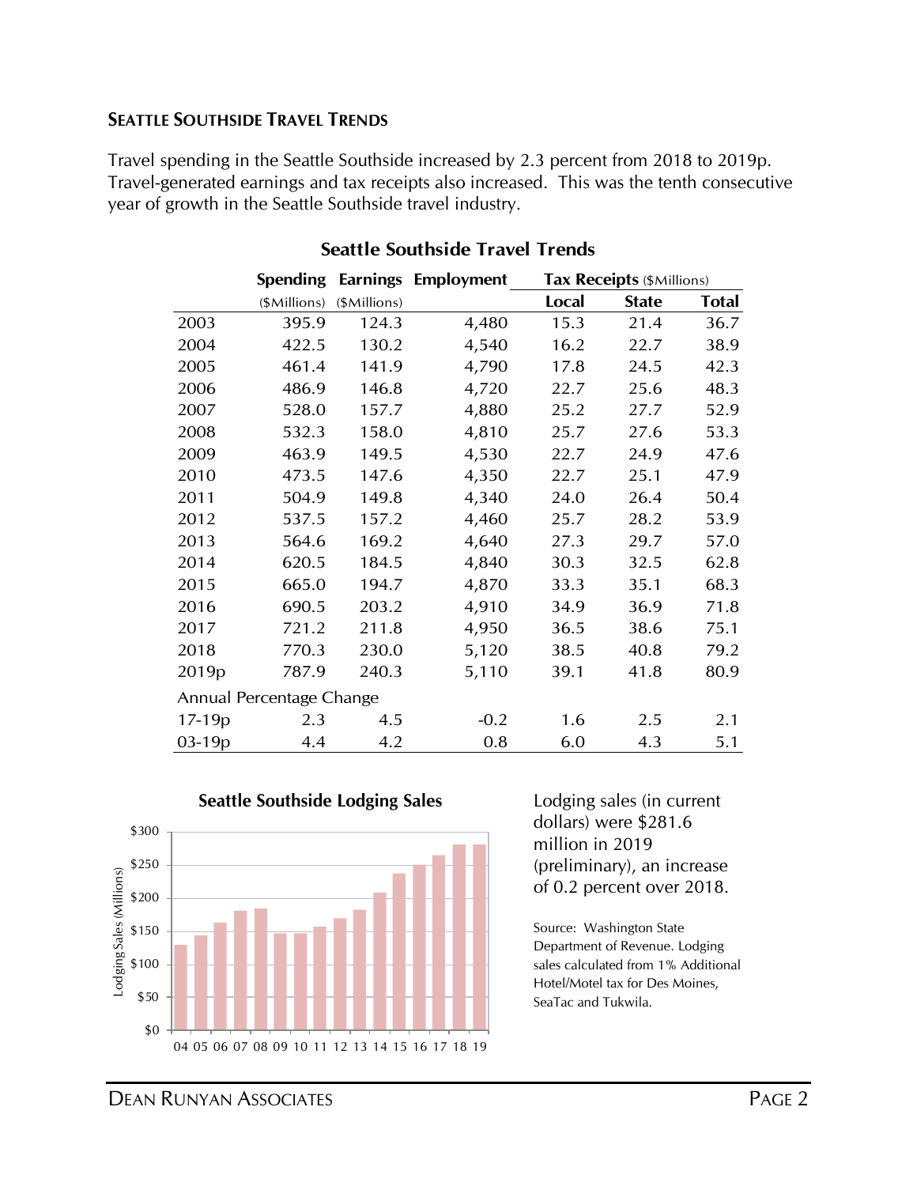## Seattle Southside Travel Trends

Travel spending in the Seattle Southside increased by 2.3 percent from 2018 to 2019p. Travel-generated earnings and tax receipts also increased. This was the tenth consecutive year of growth in the Seattle Southside travel industry.

**Seattle Southside Travel Trends**

| | Spending ($Millions) | Earnings ($Millions) | Employment | Tax Receipts ($Millions) Local | State | Total |
|---|---|---|---|---|---|---|
| 2003 | 395.9 | 124.3 | 4,480 | 15.3 | 21.4 | 36.7 |
| 2004 | 422.5 | 130.2 | 4,540 | 16.2 | 22.7 | 38.9 |
| 2005 | 461.4 | 141.9 | 4,790 | 17.8 | 24.5 | 42.3 |
| 2006 | 486.9 | 146.8 | 4,720 | 22.7 | 25.6 | 48.3 |
| 2007 | 528.0 | 157.7 | 4,880 | 25.2 | 27.7 | 52.9 |
| 2008 | 532.3 | 158.0 | 4,810 | 25.7 | 27.6 | 53.3 |
| 2009 | 463.9 | 149.5 | 4,530 | 22.7 | 24.9 | 47.6 |
| 2010 | 473.5 | 147.6 | 4,350 | 22.7 | 25.1 | 47.9 |
| 2011 | 504.9 | 149.8 | 4,340 | 24.0 | 26.4 | 50.4 |
| 2012 | 537.5 | 157.2 | 4,460 | 25.7 | 28.2 | 53.9 |
| 2013 | 564.6 | 169.2 | 4,640 | 27.3 | 29.7 | 57.0 |
| 2014 | 620.5 | 184.5 | 4,840 | 30.3 | 32.5 | 62.8 |
| 2015 | 665.0 | 194.7 | 4,870 | 33.3 | 35.1 | 68.3 |
| 2016 | 690.5 | 203.2 | 4,910 | 34.9 | 36.9 | 71.8 |
| 2017 | 721.2 | 211.8 | 4,950 | 36.5 | 38.6 | 75.1 |
| 2018 | 770.3 | 230.0 | 5,120 | 38.5 | 40.8 | 79.2 |
| 2019p | 787.9 | 240.3 | 5,110 | 39.1 | 41.8 | 80.9 |
| Annual Percentage Change | | | | | | |
| 17-19p | 2.3 | 4.5 | -0.2 | 1.6 | 2.5 | 2.1 |
| 03-19p | 4.4 | 4.2 | 0.8 | 6.0 | 4.3 | 5.1 |

**Seattle Southside Lodging Sales**

Lodging sales (in current dollars) were $281.6 million in 2019 (preliminary), an increase of 0.2 percent over 2018.

Source: Washington State Department of Revenue. Lodging sales calculated from 1% Additional Hotel/Motel tax for Des Moines, SeaTac and Tukwila.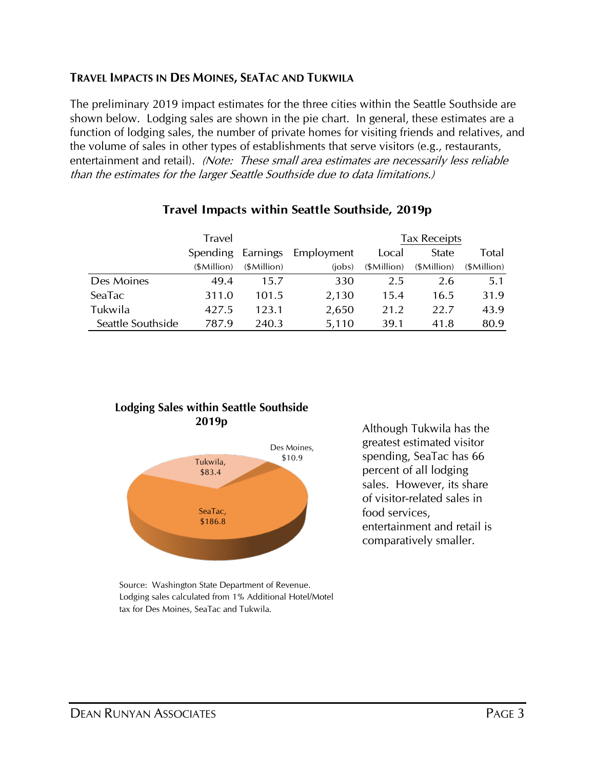## TRAVEL IMPACTS IN DES MOINES, SEATAC AND TUKWILA

The preliminary 2019 impact estimates for the three cities within the Seattle Southside are shown below. Lodging sales are shown in the pie chart. In general, these estimates are a function of lodging sales, the number of private homes for visiting friends and relatives, and the volume of sales in other types of establishments that serve visitors (e.g., restaurants, entertainment and retail). *(Note: These small area estimates are necessarily less reliable than the estimates for the larger Seattle Southside due to data limitations.)*

### Travel Impacts within Seattle Southside, 2019p

| | Travel Spending ($Million) | Earnings ($Million) | Employment (jobs) | Tax Receipts Local ($Million) | Tax Receipts State ($Million) | Tax Receipts Total ($Million) |
|---|---|---|---|---|---|---|
| Des Moines | 49.4 | 15.7 | 330 | 2.5 | 2.6 | 5.1 |
| SeaTac | 311.0 | 101.5 | 2,130 | 15.4 | 16.5 | 31.9 |
| Tukwila | 427.5 | 123.1 | 2,650 | 21.2 | 22.7 | 43.9 |
| Seattle Southside | 787.9 | 240.3 | 5,110 | 39.1 | 41.8 | 80.9 |

**Lodging Sales within Seattle Southside 2019p**

Tukwila, $83.4
Des Moines, $10.9
SeaTac, $186.8

Source: Washington State Department of Revenue. Lodging sales calculated from 1% Additional Hotel/Motel tax for Des Moines, SeaTac and Tukwila.

Although Tukwila has the greatest estimated visitor spending, SeaTac has 66 percent of all lodging sales. However, its share of visitor-related sales in food services, entertainment and retail is comparatively smaller.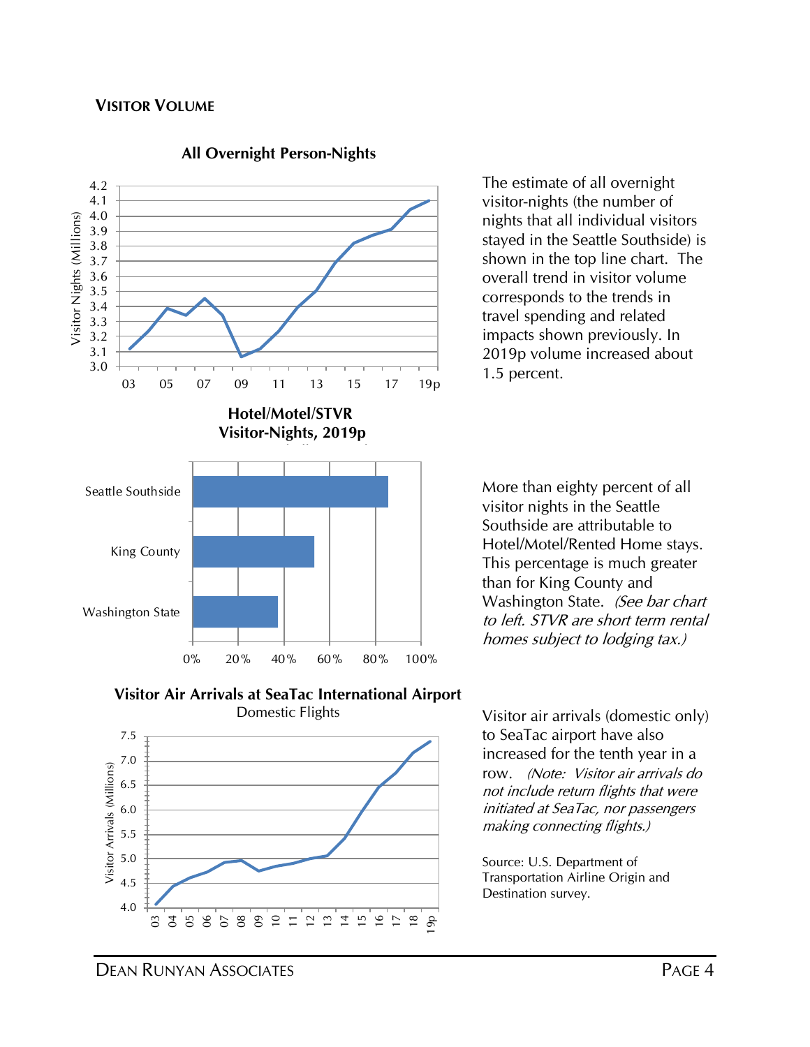## Visitor Volume

**All Overnight Person-Nights**

The estimate of all overnight visitor-nights (the number of nights that all individual visitors stayed in the Seattle Southside) is shown in the top line chart. The overall trend in visitor volume corresponds to the trends in travel spending and related impacts shown previously. In 2019p volume increased about 1.5 percent.

**Hotel/Motel/STVR Visitor-Nights, 2019p**

More than eighty percent of all visitor nights in the Seattle Southside are attributable to Hotel/Motel/Rented Home stays. This percentage is much greater than for King County and Washington State. *(See bar chart to left. STVR are short term rental homes subject to lodging tax.)*

**Visitor Air Arrivals at SeaTac International Airport**
Domestic Flights

Visitor air arrivals (domestic only) to SeaTac airport have also increased for the tenth year in a row. *(Note: Visitor air arrivals do not include return flights that were initiated at SeaTac, nor passengers making connecting flights.)*

Source: U.S. Department of Transportation Airline Origin and Destination survey.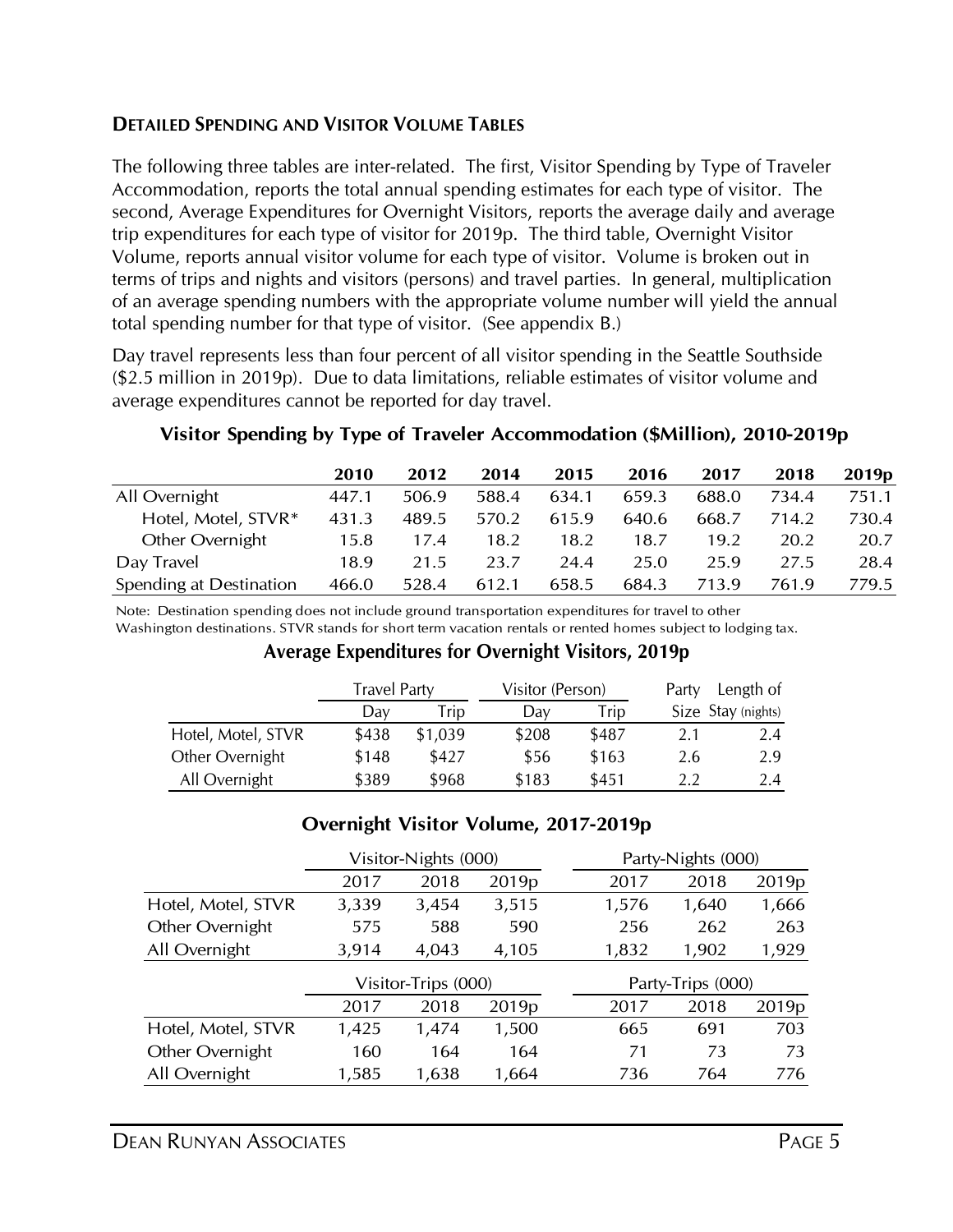### DETAILED SPENDING AND VISITOR VOLUME TABLES

The following three tables are inter-related. The first, Visitor Spending by Type of Traveler Accommodation, reports the total annual spending estimates for each type of visitor. The second, Average Expenditures for Overnight Visitors, reports the average daily and average trip expenditures for each type of visitor for 2019p. The third table, Overnight Visitor Volume, reports annual visitor volume for each type of visitor. Volume is broken out in terms of trips and nights and visitors (persons) and travel parties. In general, multiplication of an average spending numbers with the appropriate volume number will yield the annual total spending number for that type of visitor. (See appendix B.)

Day travel represents less than four percent of all visitor spending in the Seattle Southside ($2.5 million in 2019p). Due to data limitations, reliable estimates of visitor volume and average expenditures cannot be reported for day travel.

**Visitor Spending by Type of Traveler Accommodation ($Million), 2010-2019p**

| | 2010 | 2012 | 2014 | 2015 | 2016 | 2017 | 2018 | 2019p |
|---|---|---|---|---|---|---|---|---|
| All Overnight | 447.1 | 506.9 | 588.4 | 634.1 | 659.3 | 688.0 | 734.4 | 751.1 |
| Hotel, Motel, STVR* | 431.3 | 489.5 | 570.2 | 615.9 | 640.6 | 668.7 | 714.2 | 730.4 |
| Other Overnight | 15.8 | 17.4 | 18.2 | 18.2 | 18.7 | 19.2 | 20.2 | 20.7 |
| Day Travel | 18.9 | 21.5 | 23.7 | 24.4 | 25.0 | 25.9 | 27.5 | 28.4 |
| Spending at Destination | 466.0 | 528.4 | 612.1 | 658.5 | 684.3 | 713.9 | 761.9 | 779.5 |

Note: Destination spending does not include ground transportation expenditures for travel to other Washington destinations. STVR stands for short term vacation rentals or rented homes subject to lodging tax.

**Average Expenditures for Overnight Visitors, 2019p**

| | Travel Party | | Visitor (Person) | | Party | Length of |
|---|---|---|---|---|---|---|
| | Day | Trip | Day | Trip | Size | Stay (nights) |
| Hotel, Motel, STVR | $438 | $1,039 | $208 | $487 | 2.1 | 2.4 |
| Other Overnight | $148 | $427 | $56 | $163 | 2.6 | 2.9 |
| All Overnight | $389 | $968 | $183 | $451 | 2.2 | 2.4 |

**Overnight Visitor Volume, 2017-2019p**

| | Visitor-Nights (000) | | | Party-Nights (000) | | |
|---|---|---|---|---|---|---|
| | 2017 | 2018 | 2019p | 2017 | 2018 | 2019p |
| Hotel, Motel, STVR | 3,339 | 3,454 | 3,515 | 1,576 | 1,640 | 1,666 |
| Other Overnight | 575 | 588 | 590 | 256 | 262 | 263 |
| All Overnight | 3,914 | 4,043 | 4,105 | 1,832 | 1,902 | 1,929 |

| | Visitor-Trips (000) | | | Party-Trips (000) | | |
|---|---|---|---|---|---|---|
| | 2017 | 2018 | 2019p | 2017 | 2018 | 2019p |
| Hotel, Motel, STVR | 1,425 | 1,474 | 1,500 | 665 | 691 | 703 |
| Other Overnight | 160 | 164 | 164 | 71 | 73 | 73 |
| All Overnight | 1,585 | 1,638 | 1,664 | 736 | 764 | 776 |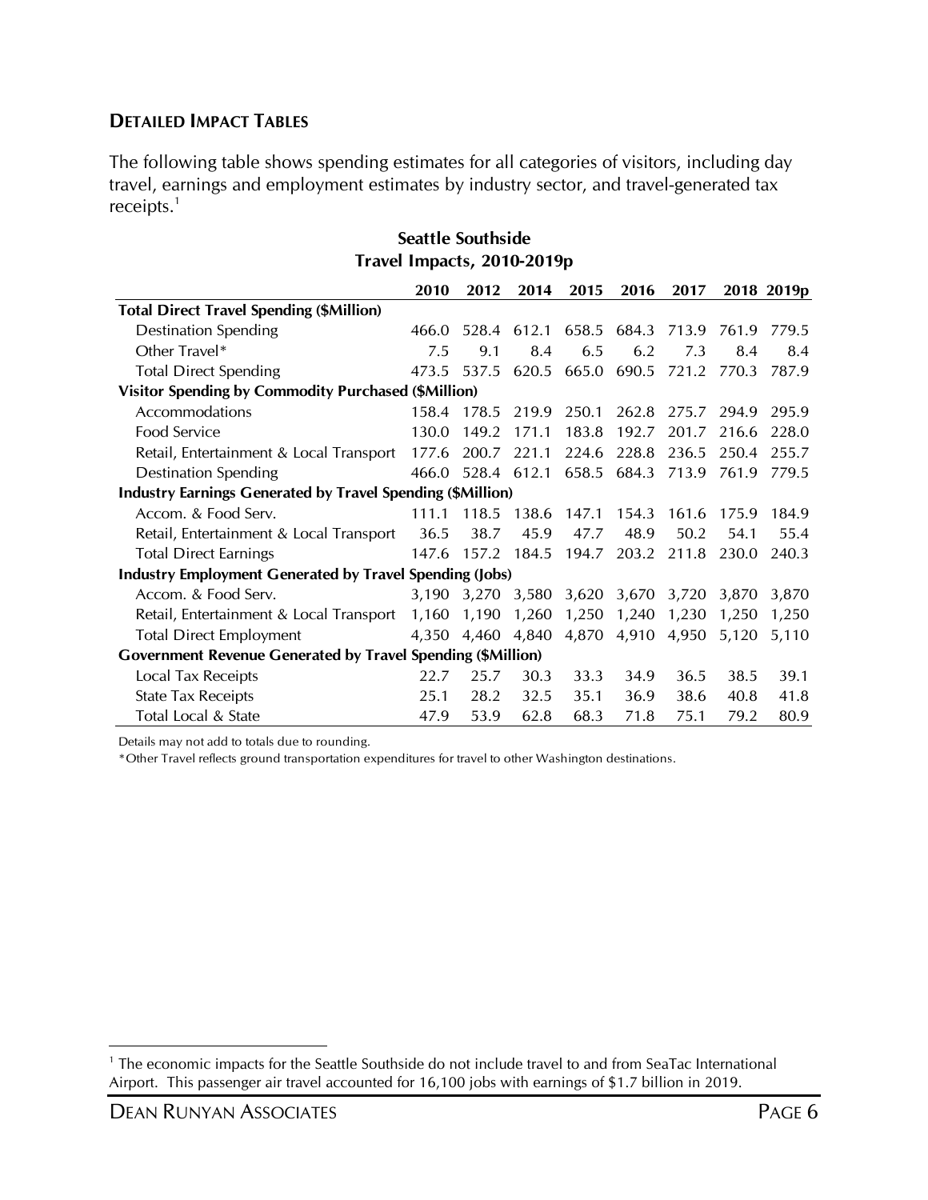## Detailed Impact Tables

The following table shows spending estimates for all categories of visitors, including day travel, earnings and employment estimates by industry sector, and travel-generated tax receipts.[1]

**Seattle Southside**
**Travel Impacts, 2010-2019p**

| | 2010 | 2012 | 2014 | 2015 | 2016 | 2017 | 2018 | 2019p |
|---|---|---|---|---|---|---|---|---|
| **Total Direct Travel Spending ($Million)** | | | | | | | | |
| Destination Spending | 466.0 | 528.4 | 612.1 | 658.5 | 684.3 | 713.9 | 761.9 | 779.5 |
| Other Travel* | 7.5 | 9.1 | 8.4 | 6.5 | 6.2 | 7.3 | 8.4 | 8.4 |
| Total Direct Spending | 473.5 | 537.5 | 620.5 | 665.0 | 690.5 | 721.2 | 770.3 | 787.9 |
| **Visitor Spending by Commodity Purchased ($Million)** | | | | | | | | |
| Accommodations | 158.4 | 178.5 | 219.9 | 250.1 | 262.8 | 275.7 | 294.9 | 295.9 |
| Food Service | 130.0 | 149.2 | 171.1 | 183.8 | 192.7 | 201.7 | 216.6 | 228.0 |
| Retail, Entertainment & Local Transport | 177.6 | 200.7 | 221.1 | 224.6 | 228.8 | 236.5 | 250.4 | 255.7 |
| Destination Spending | 466.0 | 528.4 | 612.1 | 658.5 | 684.3 | 713.9 | 761.9 | 779.5 |
| **Industry Earnings Generated by Travel Spending ($Million)** | | | | | | | | |
| Accom. & Food Serv. | 111.1 | 118.5 | 138.6 | 147.1 | 154.3 | 161.6 | 175.9 | 184.9 |
| Retail, Entertainment & Local Transport | 36.5 | 38.7 | 45.9 | 47.7 | 48.9 | 50.2 | 54.1 | 55.4 |
| Total Direct Earnings | 147.6 | 157.2 | 184.5 | 194.7 | 203.2 | 211.8 | 230.0 | 240.3 |
| **Industry Employment Generated by Travel Spending (Jobs)** | | | | | | | | |
| Accom. & Food Serv. | 3,190 | 3,270 | 3,580 | 3,620 | 3,670 | 3,720 | 3,870 | 3,870 |
| Retail, Entertainment & Local Transport | 1,160 | 1,190 | 1,260 | 1,250 | 1,240 | 1,230 | 1,250 | 1,250 |
| Total Direct Employment | 4,350 | 4,460 | 4,840 | 4,870 | 4,910 | 4,950 | 5,120 | 5,110 |
| **Government Revenue Generated by Travel Spending ($Million)** | | | | | | | | |
| Local Tax Receipts | 22.7 | 25.7 | 30.3 | 33.3 | 34.9 | 36.5 | 38.5 | 39.1 |
| State Tax Receipts | 25.1 | 28.2 | 32.5 | 35.1 | 36.9 | 38.6 | 40.8 | 41.8 |
| Total Local & State | 47.9 | 53.9 | 62.8 | 68.3 | 71.8 | 75.1 | 79.2 | 80.9 |

Details may not add to totals due to rounding.

*Other Travel reflects ground transportation expenditures for travel to other Washington destinations.

[1] The economic impacts for the Seattle Southside do not include travel to and from SeaTac International Airport. This passenger air travel accounted for 16,100 jobs with earnings of $1.7 billion in 2019.